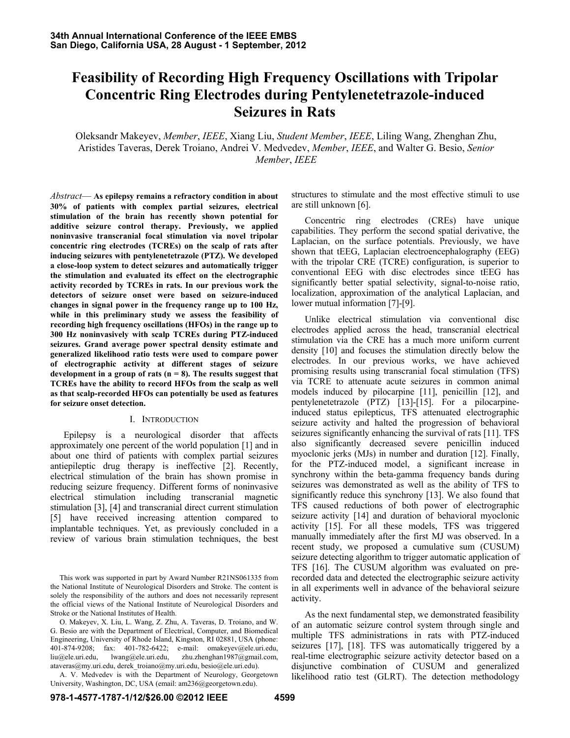# Feasibility of Recording High Frequency Oscillations with Tripolar Concentric Ring Electrodes during Pentylenetetrazole-induced Seizures in Rats

Oleksandr Makeyev, *Member*, *IEEE*, Xiang Liu, *Student Member*, *IEEE*, Liling Wang, Zhenghan Zhu, Aristides Taveras, Derek Troiano, Andrei V. Medvedev, *Member*, *IEEE*, and Walter G. Besio, *Senior Member*, *IEEE*

*Abstract*— **As epilepsy remains a refractory condition in about 30% of patients with complex partial seizures, electrical stimulation of the brain has recently shown potential for additive seizure control therapy. Previously, we applied noninvasive transcranial focal stimulation via novel tripolar concentric ring electrodes (TCREs) on the scalp of rats after inducing seizures with pentylenetetrazole (PTZ). We developed a close-loop system to detect seizures and automatically trigger the stimulation and evaluated its effect on the electrographic activity recorded by TCREs in rats. In our previous work the detectors of seizure onset were based on seizure-induced changes in signal power in the frequency range up to 100 Hz, while in this preliminary study we assess the feasibility of recording high frequency oscillations (HFOs) in the range up to 300 Hz noninvasively with scalp TCREs during PTZ-induced seizures. Grand average power spectral density estimate and generalized likelihood ratio tests were used to compare power of electrographic activity at different stages of seizure development in a group of rats (n = 8). The results suggest that TCREs have the ability to record HFOs from the scalp as well as that scalp-recorded HFOs can potentially be used as features for seizure onset detection.**

## I. Introduction

Epilepsy is a neurological disorder that affects approximately one percent of the world population [1] and in about one third of patients with complex partial seizures antiepileptic drug therapy is ineffective [2]. Recently, electrical stimulation of the brain has shown promise in reducing seizure frequency. Different forms of noninvasive electrical stimulation including transcranial magnetic stimulation [3], [4] and transcranial direct current stimulation [5] have received increasing attention compared to implantable techniques. Yet, as previously concluded in a review of various brain stimulation techniques, the best structures to stimulate and the most effective stimuli to use are still unknown [6].

Concentric ring electrodes (CREs) have unique capabilities. They perform the second spatial derivative, the Laplacian, on the surface potentials. Previously, we have shown that tEEG, Laplacian electroencephalography (EEG) with the tripolar CRE (TCRE) configuration, is superior to conventional EEG with disc electrodes since tEEG has significantly better spatial selectivity, signal-to-noise ratio, localization, approximation of the analytical Laplacian, and lower mutual information [7]-[9].

Unlike electrical stimulation via conventional disc electrodes applied across the head, transcranial electrical stimulation via the CRE has a much more uniform current density [10] and focuses the stimulation directly below the electrodes. In our previous works, we have achieved promising results using transcranial focal stimulation (TFS) via TCRE to attenuate acute seizures in common animal models induced by pilocarpine [11], penicillin [12], and pentylenetetrazole (PTZ) [13]-[15]. For a pilocarpine-induced status epilepticus, TFS attenuated electrographic seizure activity and halted the progression of behavioral seizures significantly enhancing the survival of rats [11]. TFS also significantly decreased severe penicillin induced myoclonic jerks (MJs) in number and duration [12]. Finally, for the PTZ-induced model, a significant increase in synchrony within the beta-gamma frequency bands during seizures was demonstrated as well as the ability of TFS to significantly reduce this synchrony [13]. We also found that TFS caused reductions of both power of electrographic seizure activity [14] and duration of behavioral myoclonic activity [15]. For all these models, TFS was triggered manually immediately after the first MJ was observed. In a recent study, we proposed a cumulative sum (CUSUM) seizure detecting algorithm to trigger automatic application of TFS [16]. The CUSUM algorithm was evaluated on pre-recorded data and detected the electrographic seizure activity in all experiments well in advance of the behavioral seizure activity.

As the next fundamental step, we demonstrated feasibility of an automatic seizure control system through single and multiple TFS administrations in rats with PTZ-induced seizures [17], [18]. TFS was automatically triggered by a real-time electrographic seizure activity detector based on a disjunctive combination of CUSUM and generalized likelihood ratio test (GLRT). The detection methodology

This work was supported in part by Award Number R21NS061335 from the National Institute of Neurological Disorders and Stroke. The content is solely the responsibility of the authors and does not necessarily represent the official views of the National Institute of Neurological Disorders and Stroke or the National Institutes of Health.

O. Makeyev, X. Liu, L. Wang, Z. Zhu, A. Taveras, D. Troiano, and W. G. Besio are with the Department of Electrical, Computer, and Biomedical Engineering, University of Rhode Island, Kingston, RI 02881, USA (phone: 401-874-9208; fax: 401-782-6422; e-mail: omakeyev@ele.uri.edu, liu@ele.uri.edu, lwang@ele.uri.edu, zhu.zhenghan1987@gmail.com, ataveras@my.uri.edu, derek_troiano@my.uri.edu, besio@ele.uri.edu).

A. V. Medvedev is with the Department of Neurology, Georgetown University, Washington, DC, USA (email: am236@georgetown.edu).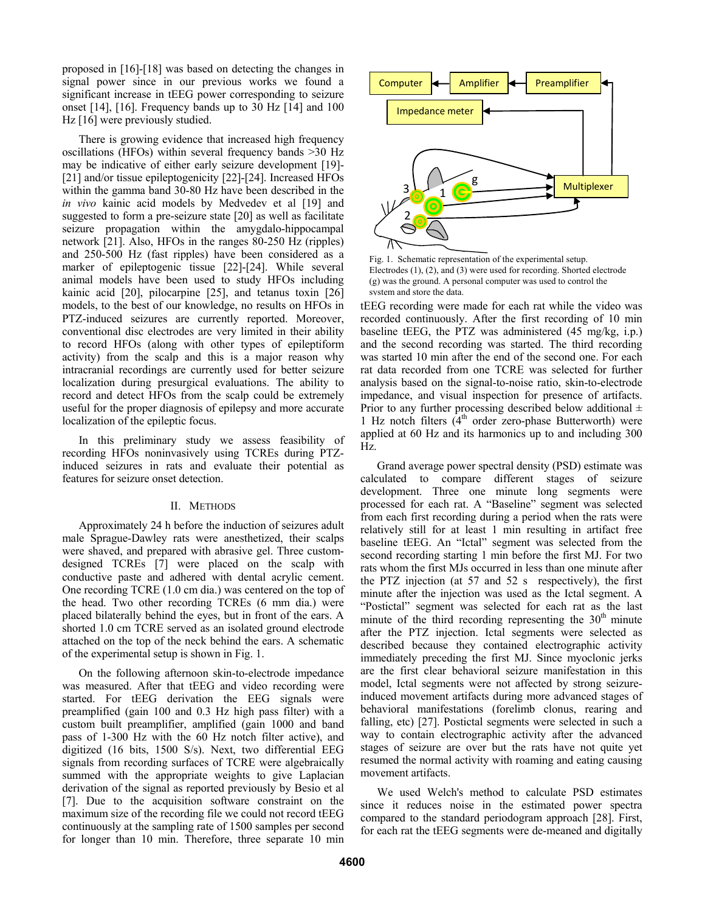proposed in [16]-[18] was based on detecting the changes in signal power since in our previous works we found a significant increase in tEEG power corresponding to seizure onset [14], [16]. Frequency bands up to 30 Hz [14] and 100 Hz [16] were previously studied.

There is growing evidence that increased high frequency oscillations (HFOs) within several frequency bands >30 Hz may be indicative of either early seizure development [19]-[21] and/or tissue epileptogenicity [22]-[24]. Increased HFOs within the gamma band 30-80 Hz have been described in the *in vivo* kainic acid models by Medvedev et al [19] and suggested to form a pre-seizure state [20] as well as facilitate seizure propagation within the amygdalo-hippocampal network [21]. Also, HFOs in the ranges 80-250 Hz (ripples) and 250-500 Hz (fast ripples) have been considered as a marker of epileptogenic tissue [22]-[24]. While several animal models have been used to study HFOs including kainic acid [20], pilocarpine [25], and tetanus toxin [26] models, to the best of our knowledge, no results on HFOs in PTZ-induced seizures are currently reported. Moreover, conventional disc electrodes are very limited in their ability to record HFOs (along with other types of epileptiform activity) from the scalp and this is a major reason why intracranial recordings are currently used for better seizure localization during presurgical evaluations. The ability to record and detect HFOs from the scalp could be extremely useful for the proper diagnosis of epilepsy and more accurate localization of the epileptic focus.

In this preliminary study we assess feasibility of recording HFOs noninvasively using TCREs during PTZ-induced seizures in rats and evaluate their potential as features for seizure onset detection.

## II. Methods

Approximately 24 h before the induction of seizures adult male Sprague-Dawley rats were anesthetized, their scalps were shaved, and prepared with abrasive gel. Three custom-designed TCREs [7] were placed on the scalp with conductive paste and adhered with dental acrylic cement. One recording TCRE (1.0 cm dia.) was centered on the top of the head. Two other recording TCREs (6 mm dia.) were placed bilaterally behind the eyes, but in front of the ears. A shorted 1.0 cm TCRE served as an isolated ground electrode attached on the top of the neck behind the ears. A schematic of the experimental setup is shown in Fig. 1.

On the following afternoon skin-to-electrode impedance was measured. After that tEEG and video recording were started. For tEEG derivation the EEG signals were preamplified (gain 100 and 0.3 Hz high pass filter) with a custom built preamplifier, amplified (gain 1000 and band pass of 1-300 Hz with the 60 Hz notch filter active), and digitized (16 bits, 1500 S/s). Next, two differential EEG signals from recording surfaces of TCRE were algebraically summed with the appropriate weights to give Laplacian derivation of the signal as reported previously by Besio et al [7]. Due to the acquisition software constraint on the maximum size of the recording file we could not record tEEG continuously at the sampling rate of 1500 samples per second for longer than 10 min. Therefore, three separate 10 min

Fig. 1. Schematic representation of the experimental setup. Electrodes (1), (2), and (3) were used for recording. Shorted electrode (g) was the ground. A personal computer was used to control the system and store the data.

tEEG recording were made for each rat while the video was recorded continuously. After the first recording of 10 min baseline tEEG, the PTZ was administered (45 mg/kg, i.p.) and the second recording was started. The third recording was started 10 min after the end of the second one. For each rat data recorded from one TCRE was selected for further analysis based on the signal-to-noise ratio, skin-to-electrode impedance, and visual inspection for presence of artifacts. Prior to any further processing described below additional ± 1 Hz notch filters (4th order zero-phase Butterworth) were applied at 60 Hz and its harmonics up to and including 300 Hz.

Grand average power spectral density (PSD) estimate was calculated to compare different stages of seizure development. Three one minute long segments were processed for each rat. A "Baseline" segment was selected from each first recording during a period when the rats were relatively still for at least 1 min resulting in artifact free baseline tEEG. An "Ictal" segment was selected from the second recording starting 1 min before the first MJ. For two rats whom the first MJs occurred in less than one minute after the PTZ injection (at 57 and 52 s respectively), the first minute after the injection was used as the Ictal segment. A "Postictal" segment was selected for each rat as the last minute of the third recording representing the 30th minute after the PTZ injection. Ictal segments were selected as described because they contained electrographic activity immediately preceding the first MJ. Since myoclonic jerks are the first clear behavioral seizure manifestation in this model, Ictal segments were not affected by strong seizure-induced movement artifacts during more advanced stages of behavioral manifestations (forelimb clonus, rearing and falling, etc) [27]. Postictal segments were selected in such a way to contain electrographic activity after the advanced stages of seizure are over but the rats have not quite yet resumed the normal activity with roaming and eating causing movement artifacts.

We used Welch's method to calculate PSD estimates since it reduces noise in the estimated power spectra compared to the standard periodogram approach [28]. First, for each rat the tEEG segments were de-meaned and digitally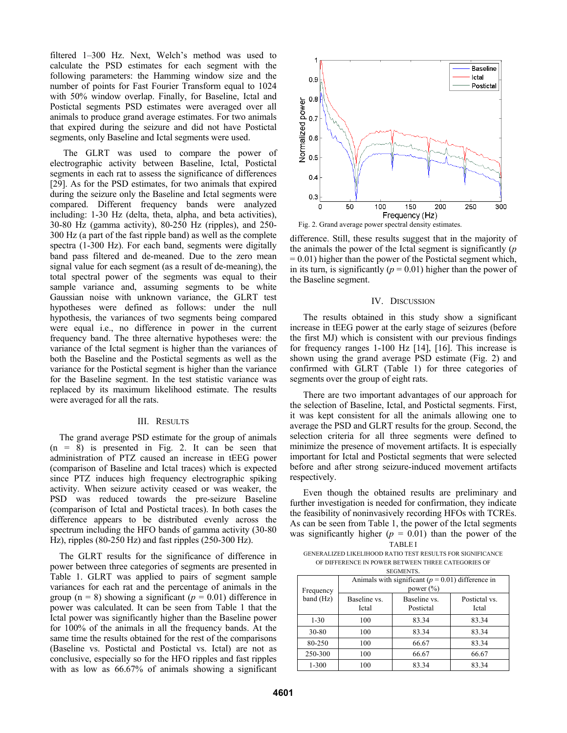filtered 1–300 Hz. Next, Welch's method was used to calculate the PSD estimates for each segment with the following parameters: the Hamming window size and the number of points for Fast Fourier Transform equal to 1024 with 50% window overlap. Finally, for Baseline, Ictal and Postictal segments PSD estimates were averaged over all animals to produce grand average estimates. For two animals that expired during the seizure and did not have Postictal segments, only Baseline and Ictal segments were used.

The GLRT was used to compare the power of electrographic activity between Baseline, Ictal, Postictal segments in each rat to assess the significance of differences [29]. As for the PSD estimates, for two animals that expired during the seizure only the Baseline and Ictal segments were compared. Different frequency bands were analyzed including: 1-30 Hz (delta, theta, alpha, and beta activities), 30-80 Hz (gamma activity), 80-250 Hz (ripples), and 250-300 Hz (a part of the fast ripple band) as well as the complete spectra (1-300 Hz). For each band, segments were digitally band pass filtered and de-meaned. Due to the zero mean signal value for each segment (as a result of de-meaning), the total spectral power of the segments was equal to their sample variance and, assuming segments to be white Gaussian noise with unknown variance, the GLRT test hypotheses were defined as follows: under the null hypothesis, the variances of two segments being compared were equal i.e., no difference in power in the current frequency band. The three alternative hypotheses were: the variance of the Ictal segment is higher than the variances of both the Baseline and the Postictal segments as well as the variance for the Postictal segment is higher than the variance for the Baseline segment. In the test statistic variance was replaced by its maximum likelihood estimate. The results were averaged for all the rats.

## III. Results

The grand average PSD estimate for the group of animals (n = 8) is presented in Fig. 2. It can be seen that administration of PTZ caused an increase in tEEG power (comparison of Baseline and Ictal traces) which is expected since PTZ induces high frequency electrographic spiking activity. When seizure activity ceased or was weaker, the PSD was reduced towards the pre-seizure Baseline (comparison of Ictal and Postictal traces). In both cases the difference appears to be distributed evenly across the spectrum including the HFO bands of gamma activity (30-80 Hz), ripples (80-250 Hz) and fast ripples (250-300 Hz).

The GLRT results for the significance of difference in power between three categories of segments are presented in Table 1. GLRT was applied to pairs of segment sample variances for each rat and the percentage of animals in the group (n = 8) showing a significant ($p$ = 0.01) difference in power was calculated. It can be seen from Table 1 that the Ictal power was significantly higher than the Baseline power for 100% of the animals in all the frequency bands. At the same time the results obtained for the rest of the comparisons (Baseline vs. Postictal and Postictal vs. Ictal) are not as conclusive, especially so for the HFO ripples and fast ripples with as low as 66.67% of animals showing a significant difference. Still, these results suggest that in the majority of the animals the power of the Ictal segment is significantly ($p$ = 0.01) higher than the power of the Postictal segment which, in its turn, is significantly ($p$ = 0.01) higher than the power of the Baseline segment.

Fig. 2. Grand average power spectral density estimates.

## IV. Discussion

The results obtained in this study show a significant increase in tEEG power at the early stage of seizures (before the first MJ) which is consistent with our previous findings for frequency ranges 1-100 Hz [14], [16]. This increase is shown using the grand average PSD estimate (Fig. 2) and confirmed with GLRT (Table 1) for three categories of segments over the group of eight rats.

There are two important advantages of our approach for the selection of Baseline, Ictal, and Postictal segments. First, it was kept consistent for all the animals allowing one to average the PSD and GLRT results for the group. Second, the selection criteria for all three segments were defined to minimize the presence of movement artifacts. It is especially important for Ictal and Postictal segments that were selected before and after strong seizure-induced movement artifacts respectively.

Even though the obtained results are preliminary and further investigation is needed for confirmation, they indicate the feasibility of noninvasively recording HFOs with TCREs. As can be seen from Table 1, the power of the Ictal segments was significantly higher ($p$ = 0.01) than the power of the

TABLE I
GENERALIZED LIKELIHOOD RATIO TEST RESULTS FOR SIGNIFICANCE OF DIFFERENCE IN POWER BETWEEN THREE CATEGORIES OF SEGMENTS.

| Frequency band (Hz) | Animals with significant ($p$ = 0.01) difference in power (%) | | |
|---|---|---|---|
| | Baseline vs. Ictal | Baseline vs. Postictal | Postictal vs. Ictal |
| 1-30 | 100 | 83.34 | 83.34 |
| 30-80 | 100 | 83.34 | 83.34 |
| 80-250 | 100 | 66.67 | 83.34 |
| 250-300 | 100 | 66.67 | 66.67 |
| 1-300 | 100 | 83.34 | 83.34 |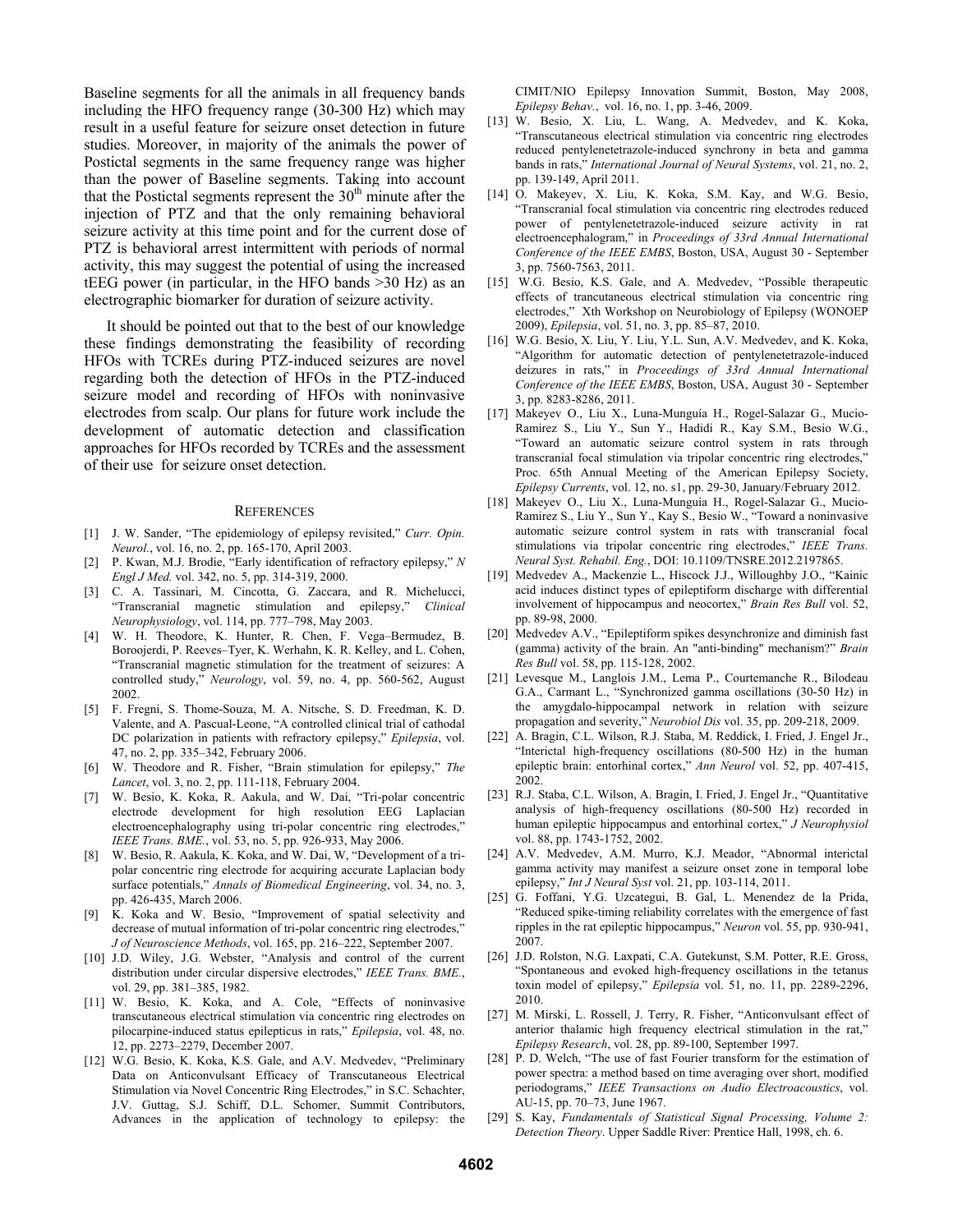Baseline segments for all the animals in all frequency bands including the HFO frequency range (30-300 Hz) which may result in a useful feature for seizure onset detection in future studies. Moreover, in majority of the animals the power of Postictal segments in the same frequency range was higher than the power of Baseline segments. Taking into account that the Postictal segments represent the $30^{th}$ minute after the injection of PTZ and that the only remaining behavioral seizure activity at this time point and for the current dose of PTZ is behavioral arrest intermittent with periods of normal activity, this may suggest the potential of using the increased tEEG power (in particular, in the HFO bands >30 Hz) as an electrographic biomarker for duration of seizure activity.

It should be pointed out that to the best of our knowledge these findings demonstrating the feasibility of recording HFOs with TCREs during PTZ-induced seizures are novel regarding both the detection of HFOs in the PTZ-induced seizure model and recording of HFOs with noninvasive electrodes from scalp. Our plans for future work include the development of automatic detection and classification approaches for HFOs recorded by TCREs and the assessment of their use for seizure onset detection.

## References

[1] J. W. Sander, "The epidemiology of epilepsy revisited," *Curr. Opin. Neurol.*, vol. 16, no. 2, pp. 165-170, April 2003.

[2] P. Kwan, M.J. Brodie, "Early identification of refractory epilepsy," *N Engl J Med.* vol. 342, no. 5, pp. 314-319, 2000.

[3] C. A. Tassinari, M. Cincotta, G. Zaccara, and R. Michelucci, "Transcranial magnetic stimulation and epilepsy," *Clinical Neurophysiology*, vol. 114, pp. 777–798, May 2003.

[4] W. H. Theodore, K. Hunter, R. Chen, F. Vega–Bermudez, B. Boroojerdi, P. Reeves–Tyer, K. Werhahn, K. R. Kelley, and L. Cohen, "Transcranial magnetic stimulation for the treatment of seizures: A controlled study," *Neurology*, vol. 59, no. 4, pp. 560-562, August 2002.

[5] F. Fregni, S. Thome-Souza, M. A. Nitsche, S. D. Freedman, K. D. Valente, and A. Pascual-Leone, "A controlled clinical trial of cathodal DC polarization in patients with refractory epilepsy," *Epilepsia*, vol. 47, no. 2, pp. 335–342, February 2006.

[6] W. Theodore and R. Fisher, "Brain stimulation for epilepsy," *The Lancet*, vol. 3, no. 2, pp. 111-118, February 2004.

[7] W. Besio, K. Koka, R. Aakula, and W. Dai, "Tri-polar concentric electrode development for high resolution EEG Laplacian electroencephalography using tri-polar concentric ring electrodes," *IEEE Trans. BME.*, vol. 53, no. 5, pp. 926-933, May 2006.

[8] W. Besio, R. Aakula, K. Koka, and W. Dai, W, "Development of a tri-polar concentric ring electrode for acquiring accurate Laplacian body surface potentials," *Annals of Biomedical Engineering*, vol. 34, no. 3, pp. 426-435, March 2006.

[9] K. Koka and W. Besio, "Improvement of spatial selectivity and decrease of mutual information of tri-polar concentric ring electrodes," *J of Neuroscience Methods*, vol. 165, pp. 216–222, September 2007.

[10] J.D. Wiley, J.G. Webster, "Analysis and control of the current distribution under circular dispersive electrodes," *IEEE Trans. BME.*, vol. 29, pp. 381–385, 1982.

[11] W. Besio, K. Koka, and A. Cole, "Effects of noninvasive transcutaneous electrical stimulation via concentric ring electrodes on pilocarpine-induced status epilepticus in rats," *Epilepsia*, vol. 48, no. 12, pp. 2273–2279, December 2007.

[12] W.G. Besio, K. Koka, K.S. Gale, and A.V. Medvedev, "Preliminary Data on Anticonvulsant Efficacy of Transcutaneous Electrical Stimulation via Novel Concentric Ring Electrodes," in S.C. Schachter, J.V. Guttag, S.J. Schiff, D.L. Schomer, Summit Contributors, Advances in the application of technology to epilepsy: the CIMIT/NIO Epilepsy Innovation Summit, Boston, May 2008, *Epilepsy Behav.*, vol. 16, no. 1, pp. 3-46, 2009.

[13] W. Besio, X. Liu, L. Wang, A. Medvedev, and K. Koka, "Transcutaneous electrical stimulation via concentric ring electrodes reduced pentylenetetrazole-induced synchrony in beta and gamma bands in rats," *International Journal of Neural Systems*, vol. 21, no. 2, pp. 139-149, April 2011.

[14] O. Makeyev, X. Liu, K. Koka, S.M. Kay, and W.G. Besio, "Transcranial focal stimulation via concentric ring electrodes reduced power of pentylenetetrazole-induced seizure activity in rat electroencephalogram," in *Proceedings of 33rd Annual International Conference of the IEEE EMBS*, Boston, USA, August 30 - September 3, pp. 7560-7563, 2011.

[15] W.G. Besio, K.S. Gale, and A. Medvedev, "Possible therapeutic effects of trancutaneous electrical stimulation via concentric ring electrodes," Xth Workshop on Neurobiology of Epilepsy (WONOEP 2009), *Epilepsia*, vol. 51, no. 3, pp. 85–87, 2010.

[16] W.G. Besio, X. Liu, Y. Liu, Y.L. Sun, A.V. Medvedev, and K. Koka, "Algorithm for automatic detection of pentylenetetrazole-induced deizures in rats," in *Proceedings of 33rd Annual International Conference of the IEEE EMBS*, Boston, USA, August 30 - September 3, pp. 8283-8286, 2011.

[17] Makeyev O., Liu X., Luna-Munguía H., Rogel-Salazar G., Mucio-Ramirez S., Liu Y., Sun Y., Hadidi R., Kay S.M., Besio W.G., "Toward an automatic seizure control system in rats through transcranial focal stimulation via tripolar concentric ring electrodes," Proc. 65th Annual Meeting of the American Epilepsy Society, *Epilepsy Currents*, vol. 12, no. s1, pp. 29-30, January/February 2012.

[18] Makeyev O., Liu X., Luna-Munguía H., Rogel-Salazar G., Mucio-Ramirez S., Liu Y., Sun Y., Kay S., Besio W., "Toward a noninvasive automatic seizure control system in rats with transcranial focal stimulations via tripolar concentric ring electrodes," *IEEE Trans. Neural Syst. Rehabil. Eng.*, DOI: 10.1109/TNSRE.2012.2197865.

[19] Medvedev A., Mackenzie L., Hiscock J.J., Willoughby J.O., "Kainic acid induces distinct types of epileptiform discharge with differential involvement of hippocampus and neocortex," *Brain Res Bull* vol. 52, pp. 89-98, 2000.

[20] Medvedev A.V., "Epileptiform spikes desynchronize and diminish fast (gamma) activity of the brain. An "anti-binding" mechanism?" *Brain Res Bull* vol. 58, pp. 115-128, 2002.

[21] Levesque M., Langlois J.M., Lema P., Courtemanche R., Bilodeau G.A., Carmant L., "Synchronized gamma oscillations (30-50 Hz) in the amygdalo-hippocampal network in relation with seizure propagation and severity," *Neurobiol Dis* vol. 35, pp. 209-218, 2009.

[22] A. Bragin, C.L. Wilson, R.J. Staba, M. Reddick, I. Fried, J. Engel Jr., "Interictal high-frequency oscillations (80-500 Hz) in the human epileptic brain: entorhinal cortex," *Ann Neurol* vol. 52, pp. 407-415, 2002.

[23] R.J. Staba, C.L. Wilson, A. Bragin, I. Fried, J. Engel Jr., "Quantitative analysis of high-frequency oscillations (80-500 Hz) recorded in human epileptic hippocampus and entorhinal cortex," *J Neurophysiol* vol. 88, pp. 1743-1752, 2002.

[24] A.V. Medvedev, A.M. Murro, K.J. Meador, "Abnormal interictal gamma activity may manifest a seizure onset zone in temporal lobe epilepsy," *Int J Neural Syst* vol. 21, pp. 103-114, 2011.

[25] G. Foffani, Y.G. Uzcategui, B. Gal, L. Menendez de la Prida, "Reduced spike-timing reliability correlates with the emergence of fast ripples in the rat epileptic hippocampus," *Neuron* vol. 55, pp. 930-941, 2007.

[26] J.D. Rolston, N.G. Laxpati, C.A. Gutekunst, S.M. Potter, R.E. Gross, "Spontaneous and evoked high-frequency oscillations in the tetanus toxin model of epilepsy," *Epilepsia* vol. 51, no. 11, pp. 2289-2296, 2010.

[27] M. Mirski, L. Rossell, J. Terry, R. Fisher, "Anticonvulsant effect of anterior thalamic high frequency electrical stimulation in the rat," *Epilepsy Research*, vol. 28, pp. 89-100, September 1997.

[28] P. D. Welch, "The use of fast Fourier transform for the estimation of power spectra: a method based on time averaging over short, modified periodograms," *IEEE Transactions on Audio Electroacoustics*, vol. AU-15, pp. 70–73, June 1967.

[29] S. Kay, *Fundamentals of Statistical Signal Processing, Volume 2: Detection Theory*. Upper Saddle River: Prentice Hall, 1998, ch. 6.